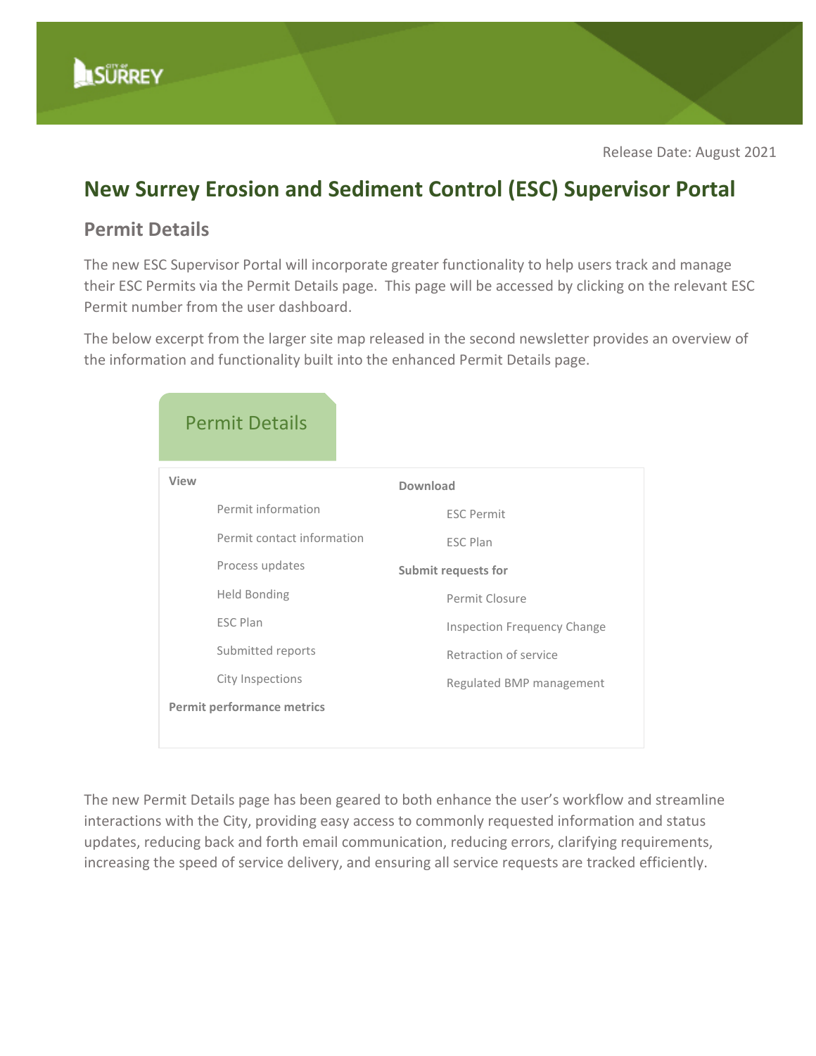Release Date: August 2021

# New Surrey Erosion and Sediment Control (ESC) Supervisor Portal

## Permit Details

The new ESC Supervisor Portal will incorporate greater functionality to help users track and manage their ESC Permits via the Permit Details page. This page will be accessed by clicking on the relevant ESC Permit number from the user dashboard.

The below excerpt from the larger site map released in the second newsletter provides an overview of the information and functionality built into the enhanced Permit Details page.

### Permit Details

**View**

- Permit information
- Permit contact information
- Process updates
- Held Bonding
- ESC Plan
- Submitted reports
- City Inspections

**Permit performance metrics**

**Download**

- ESC Permit
- ESC Plan

**Submit requests for**

- Permit Closure
- Inspection Frequency Change
- Retraction of service
- Regulated BMP management

The new Permit Details page has been geared to both enhance the user's workflow and streamline interactions with the City, providing easy access to commonly requested information and status updates, reducing back and forth email communication, reducing errors, clarifying requirements, increasing the speed of service delivery, and ensuring all service requests are tracked efficiently.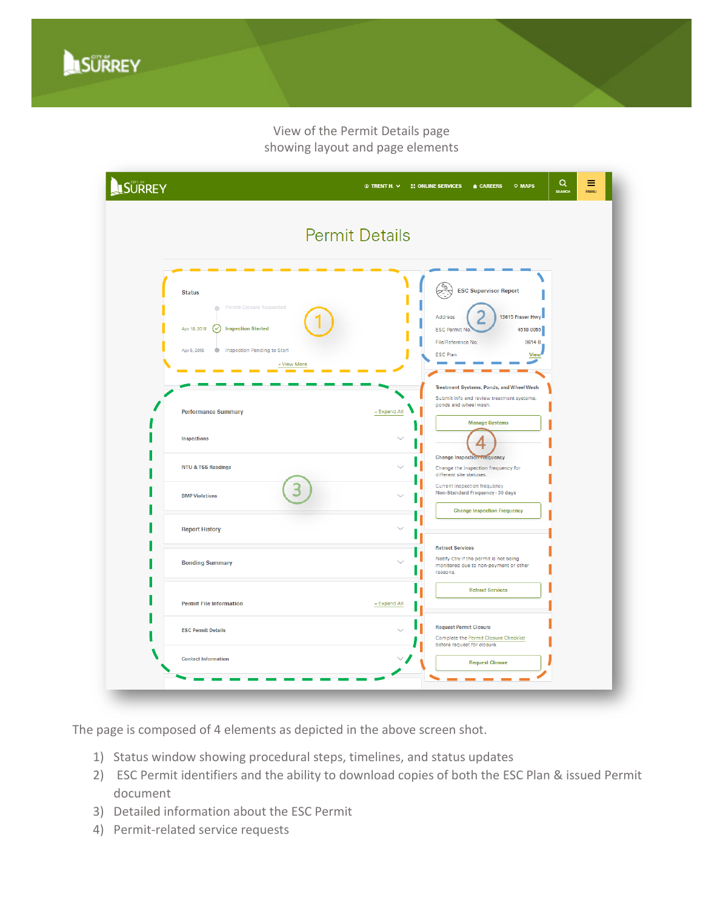View of the Permit Details page
showing layout and page elements

The page is composed of 4 elements as depicted in the above screen shot.

1) Status window showing procedural steps, timelines, and status updates
2) ESC Permit identifiers and the ability to download copies of both the ESC Plan & issued Permit document
3) Detailed information about the ESC Permit
4) Permit-related service requests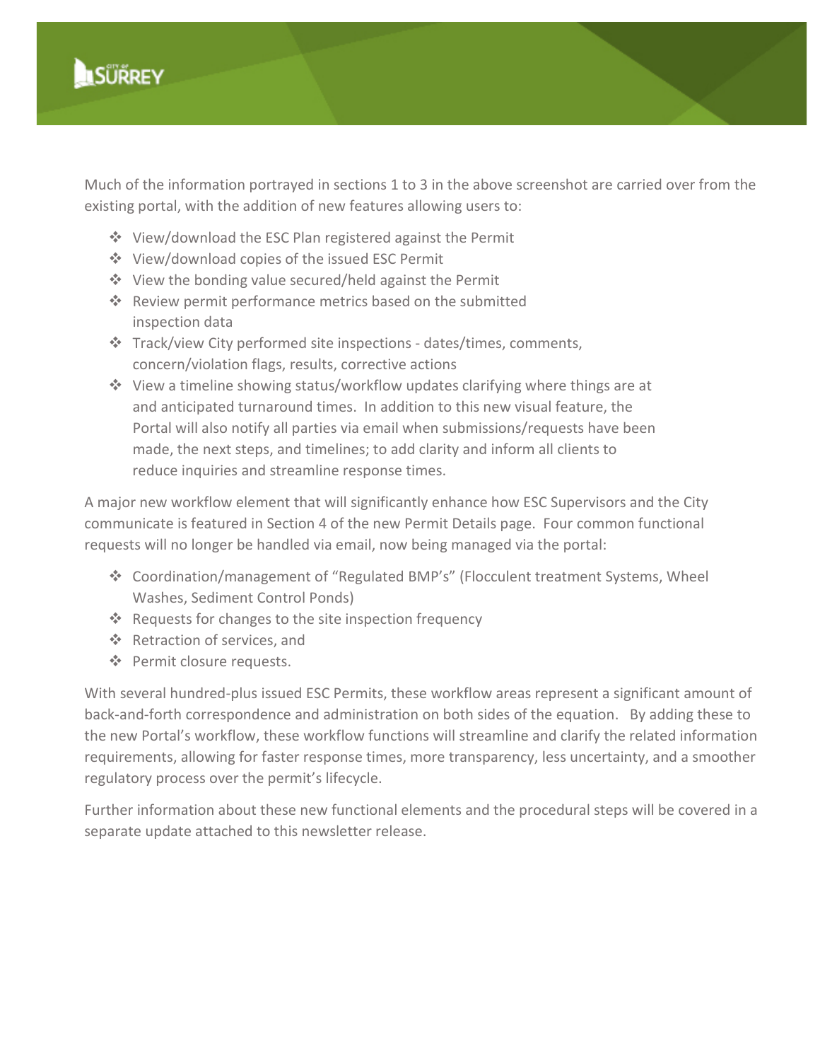Much of the information portrayed in sections 1 to 3 in the above screenshot are carried over from the existing portal, with the addition of new features allowing users to:

- View/download the ESC Plan registered against the Permit
- View/download copies of the issued ESC Permit
- View the bonding value secured/held against the Permit
- Review permit performance metrics based on the submitted inspection data
- Track/view City performed site inspections - dates/times, comments, concern/violation flags, results, corrective actions
- View a timeline showing status/workflow updates clarifying where things are at and anticipated turnaround times. In addition to this new visual feature, the Portal will also notify all parties via email when submissions/requests have been made, the next steps, and timelines; to add clarity and inform all clients to reduce inquiries and streamline response times.

A major new workflow element that will significantly enhance how ESC Supervisors and the City communicate is featured in Section 4 of the new Permit Details page. Four common functional requests will no longer be handled via email, now being managed via the portal:

- Coordination/management of "Regulated BMP's" (Flocculent treatment Systems, Wheel Washes, Sediment Control Ponds)
- Requests for changes to the site inspection frequency
- Retraction of services, and
- Permit closure requests.

With several hundred-plus issued ESC Permits, these workflow areas represent a significant amount of back-and-forth correspondence and administration on both sides of the equation. By adding these to the new Portal's workflow, these workflow functions will streamline and clarify the related information requirements, allowing for faster response times, more transparency, less uncertainty, and a smoother regulatory process over the permit's lifecycle.

Further information about these new functional elements and the procedural steps will be covered in a separate update attached to this newsletter release.